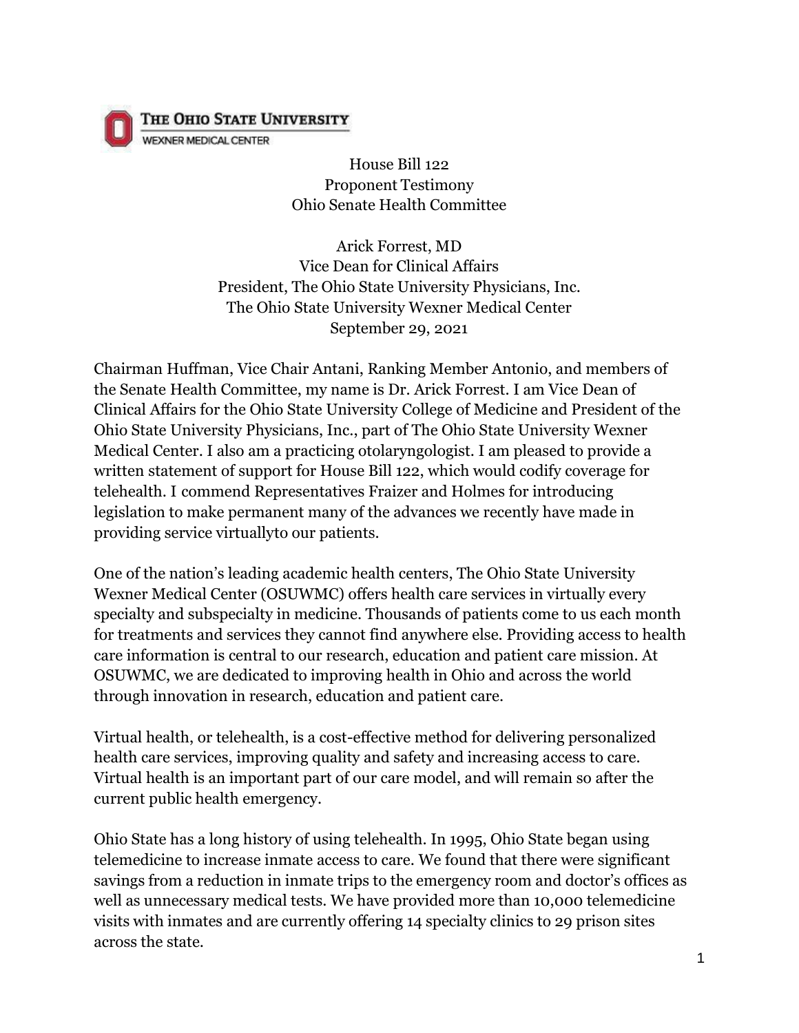THE OHIO STATE UNIVERSITY
WEXNER MEDICAL CENTER

House Bill 122
Proponent Testimony
Ohio Senate Health Committee

Arick Forrest, MD
Vice Dean for Clinical Affairs
President, The Ohio State University Physicians, Inc.
The Ohio State University Wexner Medical Center
September 29, 2021

Chairman Huffman, Vice Chair Antani, Ranking Member Antonio, and members of the Senate Health Committee, my name is Dr. Arick Forrest. I am Vice Dean of Clinical Affairs for the Ohio State University College of Medicine and President of the Ohio State University Physicians, Inc., part of The Ohio State University Wexner Medical Center. I also am a practicing otolaryngologist. I am pleased to provide a written statement of support for House Bill 122, which would codify coverage for telehealth. I commend Representatives Fraizer and Holmes for introducing legislation to make permanent many of the advances we recently have made in providing service virtuallyto our patients.

One of the nation's leading academic health centers, The Ohio State University Wexner Medical Center (OSUWMC) offers health care services in virtually every specialty and subspecialty in medicine. Thousands of patients come to us each month for treatments and services they cannot find anywhere else. Providing access to health care information is central to our research, education and patient care mission. At OSUWMC, we are dedicated to improving health in Ohio and across the world through innovation in research, education and patient care.

Virtual health, or telehealth, is a cost-effective method for delivering personalized health care services, improving quality and safety and increasing access to care. Virtual health is an important part of our care model, and will remain so after the current public health emergency.

Ohio State has a long history of using telehealth. In 1995, Ohio State began using telemedicine to increase inmate access to care. We found that there were significant savings from a reduction in inmate trips to the emergency room and doctor's offices as well as unnecessary medical tests. We have provided more than 10,000 telemedicine visits with inmates and are currently offering 14 specialty clinics to 29 prison sites across the state.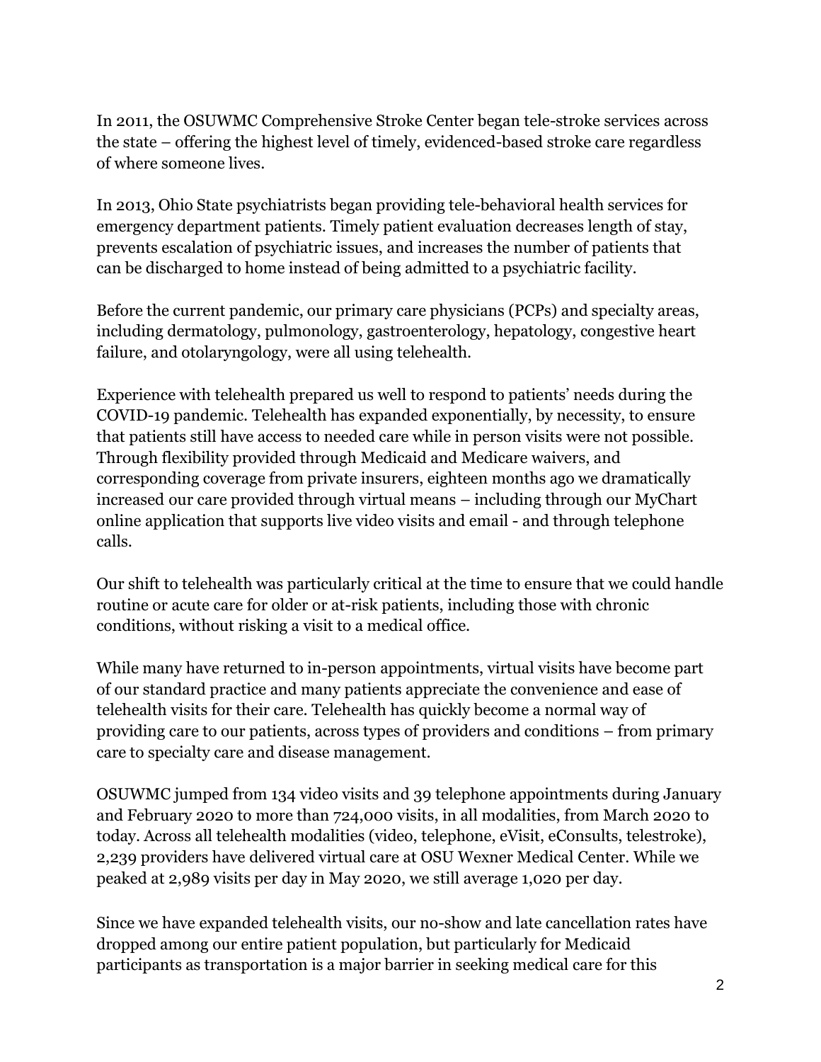In 2011, the OSUWMC Comprehensive Stroke Center began tele-stroke services across the state – offering the highest level of timely, evidenced-based stroke care regardless of where someone lives.

In 2013, Ohio State psychiatrists began providing tele-behavioral health services for emergency department patients. Timely patient evaluation decreases length of stay, prevents escalation of psychiatric issues, and increases the number of patients that can be discharged to home instead of being admitted to a psychiatric facility.

Before the current pandemic, our primary care physicians (PCPs) and specialty areas, including dermatology, pulmonology, gastroenterology, hepatology, congestive heart failure, and otolaryngology, were all using telehealth.

Experience with telehealth prepared us well to respond to patients' needs during the COVID-19 pandemic. Telehealth has expanded exponentially, by necessity, to ensure that patients still have access to needed care while in person visits were not possible. Through flexibility provided through Medicaid and Medicare waivers, and corresponding coverage from private insurers, eighteen months ago we dramatically increased our care provided through virtual means – including through our MyChart online application that supports live video visits and email - and through telephone calls.

Our shift to telehealth was particularly critical at the time to ensure that we could handle routine or acute care for older or at-risk patients, including those with chronic conditions, without risking a visit to a medical office.

While many have returned to in-person appointments, virtual visits have become part of our standard practice and many patients appreciate the convenience and ease of telehealth visits for their care. Telehealth has quickly become a normal way of providing care to our patients, across types of providers and conditions – from primary care to specialty care and disease management.

OSUWMC jumped from 134 video visits and 39 telephone appointments during January and February 2020 to more than 724,000 visits, in all modalities, from March 2020 to today. Across all telehealth modalities (video, telephone, eVisit, eConsults, telestroke), 2,239 providers have delivered virtual care at OSU Wexner Medical Center. While we peaked at 2,989 visits per day in May 2020, we still average 1,020 per day.

Since we have expanded telehealth visits, our no-show and late cancellation rates have dropped among our entire patient population, but particularly for Medicaid participants as transportation is a major barrier in seeking medical care for this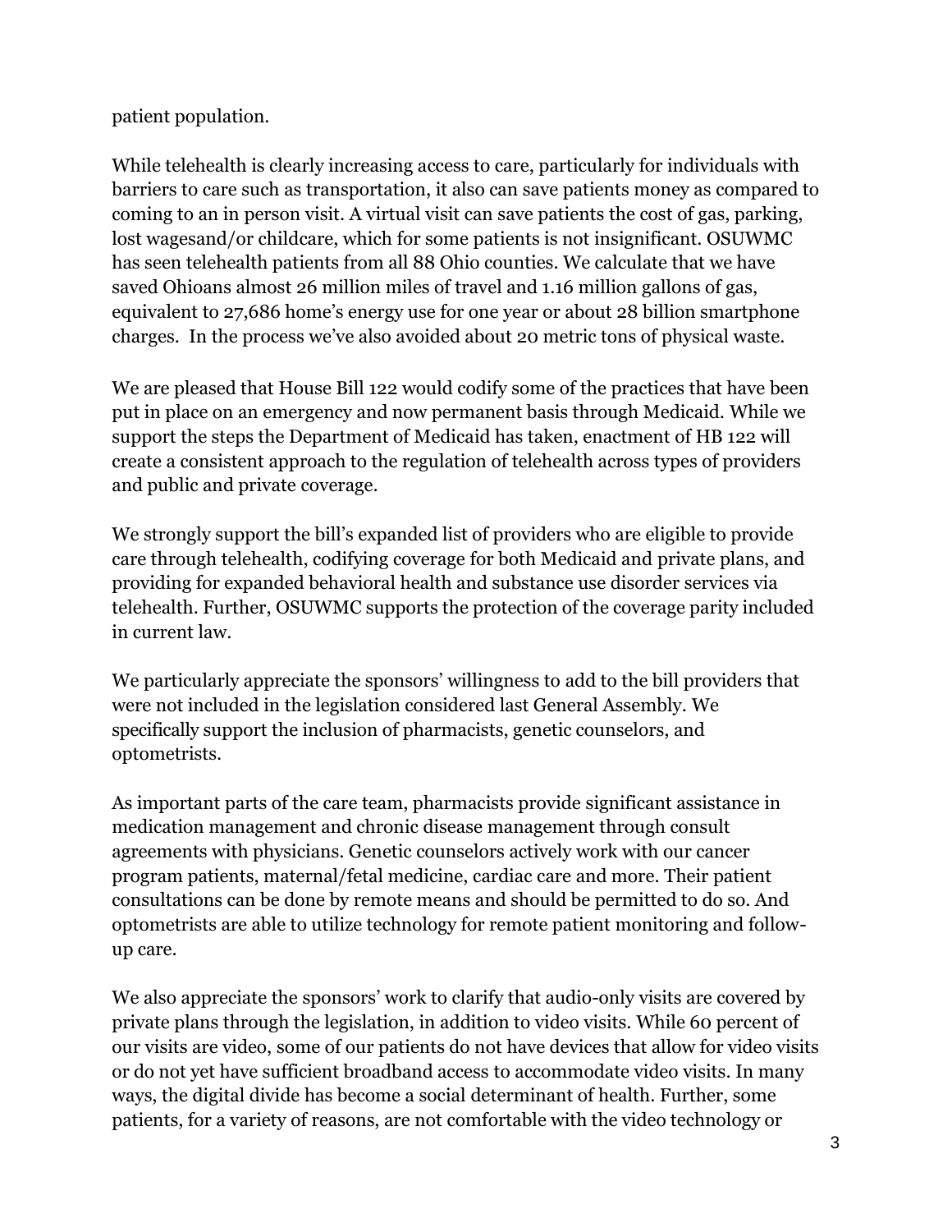patient population.

While telehealth is clearly increasing access to care, particularly for individuals with barriers to care such as transportation, it also can save patients money as compared to coming to an in person visit. A virtual visit can save patients the cost of gas, parking, lost wagesand/or childcare, which for some patients is not insignificant. OSUWMC has seen telehealth patients from all 88 Ohio counties. We calculate that we have saved Ohioans almost 26 million miles of travel and 1.16 million gallons of gas, equivalent to 27,686 home's energy use for one year or about 28 billion smartphone charges. In the process we've also avoided about 20 metric tons of physical waste.

We are pleased that House Bill 122 would codify some of the practices that have been put in place on an emergency and now permanent basis through Medicaid. While we support the steps the Department of Medicaid has taken, enactment of HB 122 will create a consistent approach to the regulation of telehealth across types of providers and public and private coverage.

We strongly support the bill's expanded list of providers who are eligible to provide care through telehealth, codifying coverage for both Medicaid and private plans, and providing for expanded behavioral health and substance use disorder services via telehealth. Further, OSUWMC supports the protection of the coverage parity included in current law.

We particularly appreciate the sponsors' willingness to add to the bill providers that were not included in the legislation considered last General Assembly. We specifically support the inclusion of pharmacists, genetic counselors, and optometrists.

As important parts of the care team, pharmacists provide significant assistance in medication management and chronic disease management through consult agreements with physicians. Genetic counselors actively work with our cancer program patients, maternal/fetal medicine, cardiac care and more. Their patient consultations can be done by remote means and should be permitted to do so. And optometrists are able to utilize technology for remote patient monitoring and follow-up care.

We also appreciate the sponsors' work to clarify that audio-only visits are covered by private plans through the legislation, in addition to video visits. While 60 percent of our visits are video, some of our patients do not have devices that allow for video visits or do not yet have sufficient broadband access to accommodate video visits. In many ways, the digital divide has become a social determinant of health. Further, some patients, for a variety of reasons, are not comfortable with the video technology or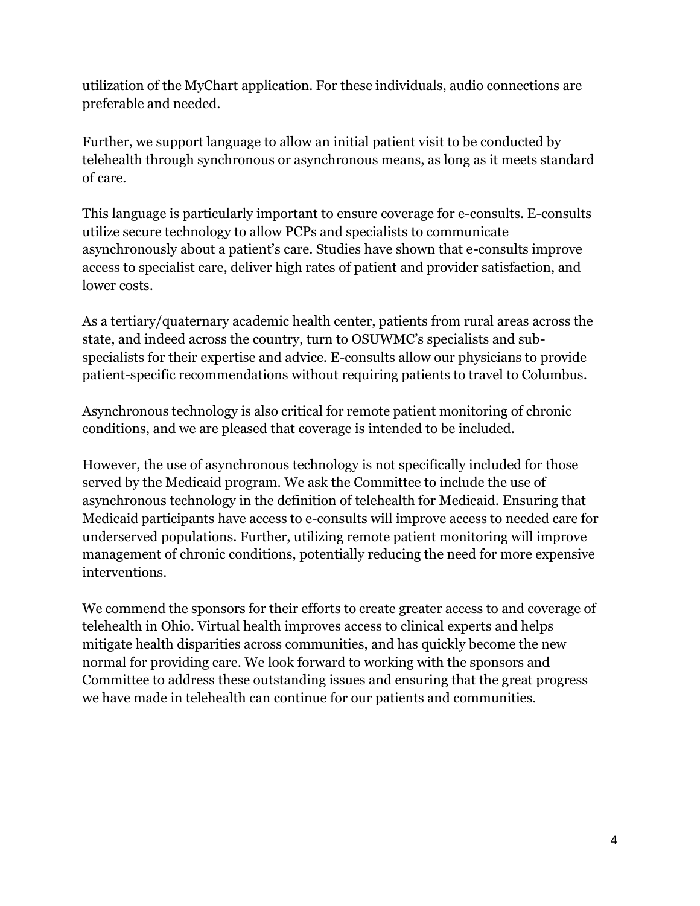utilization of the MyChart application. For these individuals, audio connections are preferable and needed.

Further, we support language to allow an initial patient visit to be conducted by telehealth through synchronous or asynchronous means, as long as it meets standard of care.

This language is particularly important to ensure coverage for e-consults. E-consults utilize secure technology to allow PCPs and specialists to communicate asynchronously about a patient's care. Studies have shown that e-consults improve access to specialist care, deliver high rates of patient and provider satisfaction, and lower costs.

As a tertiary/quaternary academic health center, patients from rural areas across the state, and indeed across the country, turn to OSUWMC's specialists and sub-specialists for their expertise and advice. E-consults allow our physicians to provide patient-specific recommendations without requiring patients to travel to Columbus.

Asynchronous technology is also critical for remote patient monitoring of chronic conditions, and we are pleased that coverage is intended to be included.

However, the use of asynchronous technology is not specifically included for those served by the Medicaid program. We ask the Committee to include the use of asynchronous technology in the definition of telehealth for Medicaid. Ensuring that Medicaid participants have access to e-consults will improve access to needed care for underserved populations. Further, utilizing remote patient monitoring will improve management of chronic conditions, potentially reducing the need for more expensive interventions.

We commend the sponsors for their efforts to create greater access to and coverage of telehealth in Ohio. Virtual health improves access to clinical experts and helps mitigate health disparities across communities, and has quickly become the new normal for providing care. We look forward to working with the sponsors and Committee to address these outstanding issues and ensuring that the great progress we have made in telehealth can continue for our patients and communities.